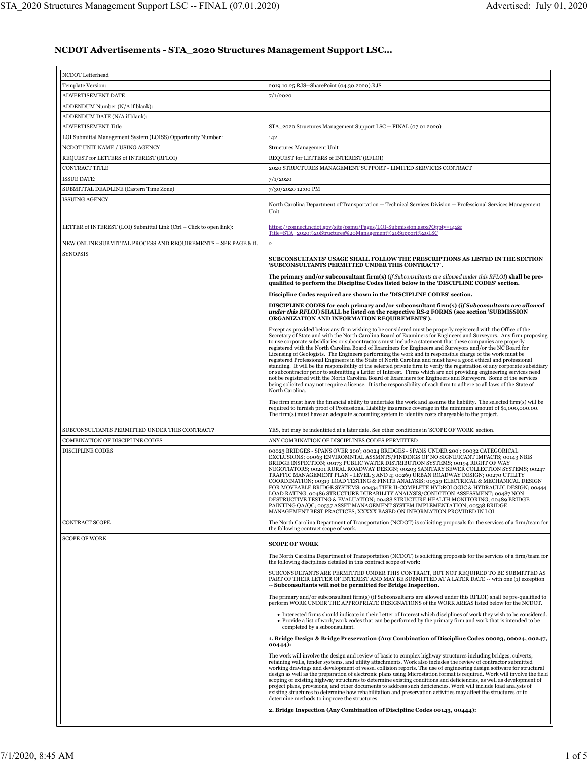## NCDOT Advertisements - STA_2020 Structures Management Support LSC...

| NCDOT Letterhead | |
|---|---|
| Template Version: | 2019.10.25.RJS--SharePoint (04.30.2020).RJS |
| ADVERTISEMENT DATE | 7/1/2020 |
| ADDENDUM Number (N/A if blank): | |
| ADDENDUM DATE (N/A if blank): | |
| ADVERTISEMENT Title | STA_2020 Structures Management Support LSC -- FINAL (07.01.2020) |
| LOI Submittal Management System (LOISS) Opportunity Number: | 142 |
| NCDOT UNIT NAME / USING AGENCY | Structures Management Unit |
| REQUEST for LETTERS of INTEREST (RFLOI) | REQUEST for LETTERS of INTEREST (RFLOI) |
| CONTRACT TITLE | 2020 STRUCTURES MANAGEMENT SUPPORT - LIMITED SERVICES CONTRACT |
| ISSUE DATE: | 7/1/2020 |
| SUBMITTAL DEADLINE (Eastern Time Zone) | 7/30/2020 12:00 PM |
| ISSUING AGENCY | North Carolina Department of Transportation -- Technical Services Division -- Professional Services Management Unit |
| LETTER of INTEREST (LOI) Submittal Link (Ctrl + Click to open link): | https://connect.ncdot.gov/site/psmu/Pages/LOI-Submission.aspx?Oppty=142&Title=STA_2020%20Structures%20Management%20Support%20LSC |
| NEW ONLINE SUBMITTAL PROCESS AND REQUIREMENTS – SEE PAGE & ff. | 2 |
| SYNOPSIS | **SUBCONSULTANTS' USAGE SHALL FOLLOW THE PRESCRIPTIONS AS LISTED IN THE SECTION 'SUBCONSULTANTS PERMITTED UNDER THIS CONTRACT?'.**<br><br>**The primary and/or subconsultant firm(s)** (*if Subconsultants are allowed under this RFLOI*) **shall be pre-qualified to perform the Discipline Codes listed below in the 'DISCIPLINE CODES' section.**<br><br>**Discipline Codes required are shown in the 'DISCIPLINE CODES' section.**<br><br>**DISCIPLINE CODES for each primary and/or subconsultant firm(s) (*if Subconsultants are allowed under this RFLOI*) SHALL be listed on the respective RS-2 FORMS (see section 'SUBMISSION ORGANIZATION AND INFORMATION REQUIREMENTS').**<br><br>Except as provided below any firm wishing to be considered must be properly registered with the Office of the Secretary of State and with the North Carolina Board of Examiners for Engineers and Surveyors. Any firm proposing to use corporate subsidiaries or subcontractors must include a statement that these companies are properly registered with the North Carolina Board of Examiners for Engineers and Surveyors and/or the NC Board for Licensing of Geologists. The Engineers performing the work and in responsible charge of the work must be registered Professional Engineers in the State of North Carolina and must have a good ethical and professional standing. It will be the responsibility of the selected private firm to verify the registration of any corporate subsidiary or subcontractor prior to submitting a Letter of Interest. Firms which are not providing engineering services need not be registered with the North Carolina Board of Examiners for Engineers and Surveyors. Some of the services being solicited may not require a license. It is the responsibility of each firm to adhere to all laws of the State of North Carolina.<br><br>The firm must have the financial ability to undertake the work and assume the liability. The selected firm(s) will be required to furnish proof of Professional Liability insurance coverage in the minimum amount of $1,000,000.00. The firm(s) must have an adequate accounting system to identify costs chargeable to the project. |
| SUBCONSULTANTS PERMITTED UNDER THIS CONTRACT? | YES, but may be indentified at a later date. See other conditions in 'SCOPE OF WORK' section. |
| COMBINATION OF DISCIPLINE CODES | ANY COMBINATION OF DISCIPLINES CODES PERMITTED |
| DISCIPLINE CODES | 00023 BRIDGES - SPANS OVER 200'; 00024 BRIDGES - SPANS UNDER 200'; 00032 CATEGORICAL EXCLUSIONS; 00063 ENVIROMNTAL ASSMNTS/FINDINGS OF NO SIGNIFICANT IMPACTS; 00143 NBIS BRIDGE INSPECTION; 00173 PUBLIC WATER DISTRIBUTION SYSTEMS; 00194 RIGHT OF WAY NEGOTIATORS; 00201 RURAL ROADWAY DESIGN; 00203 SANITARY SEWER COLLECTION SYSTEMS; 00247 TRAFFIC MANAGEMENT PLAN - LEVEL 3 AND 4; 00269 URBAN ROADWAY DESIGN; 00270 UTILITY COORDINATION; 00319 LOAD TESTING & FINITE ANALYSIS; 00329 ELECTRICAL & MECHANICAL DESIGN FOR MOVEABLE BRIDGE SYSTEMS; 00434 TIER II-COMPLETE HYDROLOGIC & HYDRAULIC DESIGN; 00444 LOAD RATING; 00486 STRUCTURE DURABILITY ANALYSIS/CONDITION ASSESSMENT; 00487 NON DESTRUCTIVE TESTING & EVALUATION; 00488 STRUCTURE HEALTH MONITORING; 00489 BRIDGE PAINTING QA/QC; 00537 ASSET MANAGEMENT SYSTEM IMPLEMENTATION; 00538 BRIDGE MANAGEMENT BEST PRACTICES; XXXXX BASED ON INFORMATION PROVIDED IN LOI |
| CONTRACT SCOPE | The North Carolina Department of Transportation (NCDOT) is soliciting proposals for the services of a firm/team for the following contract scope of work. |
| SCOPE OF WORK | **SCOPE OF WORK**<br><br>The North Carolina Department of Transportation (NCDOT) is soliciting proposals for the services of a firm/team for the following disciplines detailed in this contract scope of work:<br><br>SUBCONSULTANTS ARE PERMITTED UNDER THIS CONTRACT, BUT NOT REQUIRED TO BE SUBMITTED AS PART OF THEIR LETTER OF INTEREST AND MAY BE SUBMITTED AT A LATER DATE -- with one (1) exception -- **Subconsultants will not be permitted for Bridge Inspection.**<br><br>The primary and/or subconsultant firm(s) (if Subconsultants are allowed under this RFLOI) shall be pre-qualified to perform WORK UNDER THE APPROPRIATE DESIGNATIONS of the WORK AREAS listed below for the NCDOT.<br><br>• Interested firms should indicate in their Letter of Interest which disciplines of work they wish to be considered.<br>• Provide a list of work/work codes that can be performed by the primary firm and work that is intended to be completed by a subconsultant.<br><br>**1. Bridge Design & Bridge Preservation (Any Combination of Discipline Codes 00023, 00024, 00247, 00444):**<br><br>The work will involve the design and review of basic to complex highway structures including bridges, culverts, retaining walls, fender systems, and utility attachments. Work also includes the review of contractor submitted working drawings and development of vessel collision reports. The use of engineering design software for structural design as well as the preparation of electronic plans using Microstation format is required. Work will involve the field scoping of existing highway structures to determine existing conditions and deficiencies, as well as development of project plans, provisions, and other documents to address such deficiencies. Work will include load analysis of existing structures to determine how rehabilitation and preservation activities may affect the structures or to determine methods to improve the structures.<br><br>**2. Bridge Inspection (Any Combination of Discipline Codes 00143, 00444):** |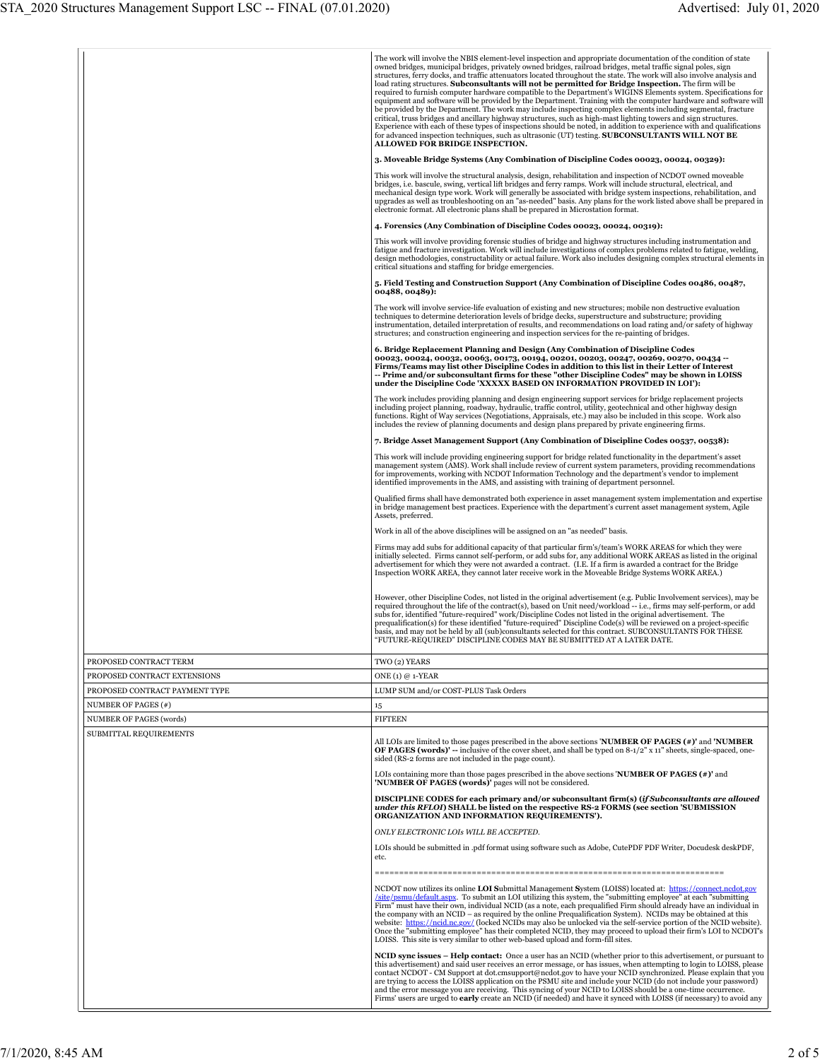| | |
|---|---|
| | The work will involve the NBIS element-level inspection and appropriate documentation of the condition of state owned bridges, municipal bridges, privately owned bridges, railroad bridges, metal traffic signal poles, sign structures, ferry docks, and traffic attenuators located throughout the state. The work will also involve analysis and load rating structures. **Subconsultants will not be permitted for Bridge Inspection.** The firm will be required to furnish computer hardware compatible to the Department's WIGINS Elements system. Specifications for equipment and software will be provided by the Department. Training with the computer hardware and software will be provided by the Department. The work may include inspecting complex elements including segmental, fracture critical, truss bridges and ancillary highway structures, such as high-mast lighting towers and sign structures. Experience with each of these types of inspections should be noted, in addition to experience with and qualifications for advanced inspection techniques, such as ultrasonic (UT) testing. **SUBCONSULTANTS WILL NOT BE ALLOWED FOR BRIDGE INSPECTION.**<br><br>**3. Moveable Bridge Systems (Any Combination of Discipline Codes 00023, 00024, 00329):**<br><br>This work will involve the structural analysis, design, rehabilitation and inspection of NCDOT owned moveable bridges, i.e. bascule, swing, vertical lift bridges and ferry ramps. Work will include structural, electrical, and mechanical design type work. Work will generally be associated with bridge system inspections, rehabilitation, and upgrades as well as troubleshooting on an "as-needed" basis. Any plans for the work listed above shall be prepared in electronic format. All electronic plans shall be prepared in Microstation format.<br><br>**4. Forensics (Any Combination of Discipline Codes 00023, 00024, 00319):**<br><br>This work will involve providing forensic studies of bridge and highway structures including instrumentation and fatigue and fracture investigation. Work will include investigations of complex problems related to fatigue, welding, design methodologies, constructability or actual failure. Work also includes designing complex structural elements in critical situations and staffing for bridge emergencies.<br><br>**5. Field Testing and Construction Support (Any Combination of Discipline Codes 00486, 00487, 00488, 00489):**<br><br>The work will involve service-life evaluation of existing and new structures; mobile non destructive evaluation techniques to determine deterioration levels of bridge decks, superstructure and substructure; providing instrumentation, detailed interpretation of results, and recommendations on load rating and/or safety of highway structures; and construction engineering and inspection services for the re-painting of bridges.<br><br>**6. Bridge Replacement Planning and Design (Any Combination of Discipline Codes 00023, 00024, 00032, 00063, 00173, 00194, 00201, 00203, 00247, 00269, 00270, 00434 -- Firms/Teams may list other Discipline Codes in addition to this list in their Letter of Interest -- Prime and/or subconsultant firms for these "other Discipline Codes" may be shown in LOISS under the Discipline Code 'XXXXX BASED ON INFORMATION PROVIDED IN LOI'):**<br><br>The work includes providing planning and design engineering support services for bridge replacement projects including project planning, roadway, hydraulic, traffic control, utility, geotechnical and other highway design functions. Right of Way services (Negotiations, Appraisals, etc.) may also be included in this scope. Work also includes the review of planning documents and design plans prepared by private engineering firms.<br><br>**7. Bridge Asset Management Support (Any Combination of Discipline Codes 00537, 00538):**<br><br>This work will include providing engineering support for bridge related functionality in the department's asset management system (AMS). Work shall include review of current system parameters, providing recommendations for improvements, working with NCDOT Information Technology and the department's vendor to implement identified improvements in the AMS, and assisting with training of department personnel.<br><br>Qualified firms shall have demonstrated both experience in asset management system implementation and expertise in bridge management best practices. Experience with the department's current asset management system, Agile Assets, preferred.<br><br>Work in all of the above disciplines will be assigned on an "as needed" basis.<br><br>Firms may add subs for additional capacity of that particular firm's/team's WORK AREAS for which they were initially selected. Firms cannot self-perform, or add subs for, any additional WORK AREAS as listed in the original advertisement for which they were not awarded a contract. (I.E. If a firm is awarded a contract for the Bridge Inspection WORK AREA, they cannot later receive work in the Moveable Bridge Systems WORK AREA.)<br><br>However, other Discipline Codes, not listed in the original advertisement (e.g. Public Involvement services), may be required throughout the life of the contract(s), based on Unit need/workload -- i.e., firms may self-perform, or add subs for, identified "future-required" work/Discipline Codes not listed in the original advertisement. The prequalification(s) for these identified "future-required" Discipline Code(s) will be reviewed on a project-specific basis, and may not be held by all (sub)consultants selected for this contract. SUBCONSULTANTS FOR THESE "FUTURE-REQUIRED" DISCIPLINE CODES MAY BE SUBMITTED AT A LATER DATE. |
| PROPOSED CONTRACT TERM | TWO (2) YEARS |
| PROPOSED CONTRACT EXTENSIONS | ONE (1) @ 1-YEAR |
| PROPOSED CONTRACT PAYMENT TYPE | LUMP SUM and/or COST-PLUS Task Orders |
| NUMBER OF PAGES (#) | 15 |
| NUMBER OF PAGES (words) | FIFTEEN |
| SUBMITTAL REQUIREMENTS | All LOIs are limited to those pages prescribed in the above sections '**NUMBER OF PAGES (#)'** and **'NUMBER OF PAGES (words)' --** inclusive of the cover sheet, and shall be typed on 8-1/2" x 11" sheets, single-spaced, one-sided (RS-2 forms are not included in the page count).<br><br>LOIs containing more than those pages prescribed in the above sections '**NUMBER OF PAGES (#)'** and **'NUMBER OF PAGES (words)'** pages will not be considered.<br><br>**DISCIPLINE CODES for each primary and/or subconsultant firm(s) (*if Subconsultants are allowed under this RFLOI*) SHALL be listed on the respective RS-2 FORMS (see section 'SUBMISSION ORGANIZATION AND INFORMATION REQUIREMENTS').**<br><br>*ONLY ELECTRONIC LOIs WILL BE ACCEPTED.*<br><br>LOIs should be submitted in .pdf format using software such as Adobe, CutePDF PDF Writer, Docudesk deskPDF, etc.<br><br>======================================================================<br><br>NCDOT now utilizes its online **LOI S**ubmittal Management **S**ystem (LOISS) located at: https://connect.ncdot.gov/site/psmu/default.aspx. To submit an LOI utilizing this system, the "submitting employee" at each "submitting Firm" must have their own, individual NCID (as a note, each prequalified Firm should already have an individual in the company with an NCID – as required by the online Prequalification System). NCIDs may be obtained at this website: https://ncid.nc.gov/ (locked NCIDs may also be unlocked via the self-service portion of the NCID website). Once the "submitting employee" has their completed NCID, they may proceed to upload their firm's LOI to NCDOT's LOISS. This site is very similar to other web-based upload and form-fill sites.<br><br>**NCID sync issues – Help contact:** Once a user has an NCID (whether prior to this advertisement, or pursuant to this advertisement) and said user receives an error message, or has issues, when attempting to login to LOISS, please contact NCDOT - CM Support at dot.cmsupport@ncdot.gov to have your NCID synchronized. Please explain that you are trying to access the LOISS application on the PSMU site and include your NCID (do not include your password) and the error message you are receiving. This syncing of your NCID to LOISS should be a one-time occurrence. Firms' users are urged to **early** create an NCID (if needed) and have it synced with LOISS (if necessary) to avoid any |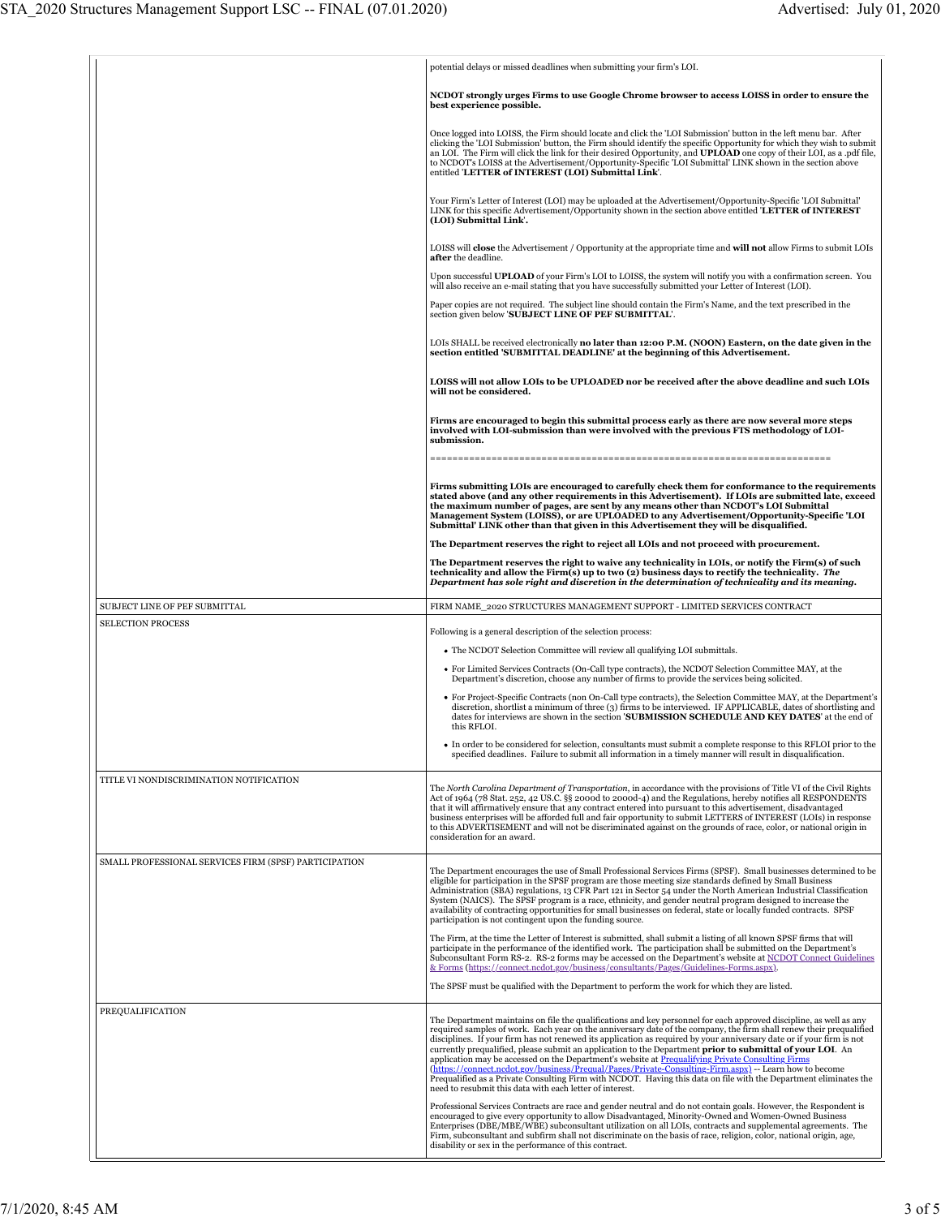| | |
|---|---|
| | potential delays or missed deadlines when submitting your firm's LOI.<br><br>**NCDOT strongly urges Firms to use Google Chrome browser to access LOISS in order to ensure the best experience possible.**<br><br>Once logged into LOISS, the Firm should locate and click the 'LOI Submission' button in the left menu bar. After clicking the 'LOI Submission' button, the Firm should identify the specific Opportunity for which they wish to submit an LOI. The Firm will click the link for their desired Opportunity, and **UPLOAD** one copy of their LOI, as a .pdf file, to NCDOT's LOISS at the Advertisement/Opportunity-Specific 'LOI Submittal' LINK shown in the section above entitled '**LETTER of INTEREST (LOI) Submittal Link**'.<br><br>Your Firm's Letter of Interest (LOI) may be uploaded at the Advertisement/Opportunity-Specific 'LOI Submittal' LINK for this specific Advertisement/Opportunity shown in the section above entitled '**LETTER of INTEREST (LOI) Submittal Link**'.<br><br>LOISS will **close** the Advertisement / Opportunity at the appropriate time and **will not** allow Firms to submit LOIs **after** the deadline.<br><br>Upon successful **UPLOAD** of your Firm's LOI to LOISS, the system will notify you with a confirmation screen. You will also receive an e-mail stating that you have successfully submitted your Letter of Interest (LOI).<br><br>Paper copies are not required. The subject line should contain the Firm's Name, and the text prescribed in the section given below '**SUBJECT LINE OF PEF SUBMITTAL**'.<br><br>LOIs SHALL be received electronically **no later than 12:00 P.M. (NOON) Eastern, on the date given in the section entitled 'SUBMITTAL DEADLINE' at the beginning of this Advertisement.**<br><br>**LOISS will not allow LOIs to be UPLOADED nor be received after the above deadline and such LOIs will not be considered.**<br><br>**Firms are encouraged to begin this submittal process early as there are now several more steps involved with LOI-submission than were involved with the previous FTS methodology of LOI-submission.**<br><br>===================================================================<br><br>**Firms submitting LOIs are encouraged to carefully check them for conformance to the requirements stated above (and any other requirements in this Advertisement). If LOIs are submitted late, exceed the maximum number of pages, are sent by any means other than NCDOT's LOI Submittal Management System (LOISS), or are UPLOADED to any Advertisement/Opportunity-Specific 'LOI Submittal' LINK other than that given in this Advertisement they will be disqualified.**<br><br>**The Department reserves the right to reject all LOIs and not proceed with procurement.**<br><br>**The Department reserves the right to waive any technicality in LOIs, or notify the Firm(s) of such technicality and allow the Firm(s) up to two (2) business days to rectify the technicality.** ***The Department has sole right and discretion in the determination of technicality and its meaning.*** |
| SUBJECT LINE OF PEF SUBMITTAL | FIRM NAME_2020 STRUCTURES MANAGEMENT SUPPORT - LIMITED SERVICES CONTRACT |
| SELECTION PROCESS | Following is a general description of the selection process:<br><br>• The NCDOT Selection Committee will review all qualifying LOI submittals.<br>• For Limited Services Contracts (On-Call type contracts), the NCDOT Selection Committee MAY, at the Department's discretion, choose any number of firms to provide the services being solicited.<br>• For Project-Specific Contracts (non On-Call type contracts), the Selection Committee MAY, at the Department's discretion, shortlist a minimum of three (3) firms to be interviewed. IF APPLICABLE, dates of shortlisting and dates for interviews are shown in the section '**SUBMISSION SCHEDULE AND KEY DATES**' at the end of this RFLOI.<br>• In order to be considered for selection, consultants must submit a complete response to this RFLOI prior to the specified deadlines. Failure to submit all information in a timely manner will result in disqualification. |
| TITLE VI NONDISCRIMINATION NOTIFICATION | The *North Carolina Department of Transportation*, in accordance with the provisions of Title VI of the Civil Rights Act of 1964 (78 Stat. 252, 42 US.C. §§ 2000d to 2000d-4) and the Regulations, hereby notifies all RESPONDENTS that it will affirmatively ensure that any contract entered into pursuant to this advertisement, disadvantaged business enterprises will be afforded full and fair opportunity to submit LETTERS of INTEREST (LOIs) in response to this ADVERTISEMENT and will not be discriminated against on the grounds of race, color, or national origin in consideration for an award. |
| SMALL PROFESSIONAL SERVICES FIRM (SPSF) PARTICIPATION | The Department encourages the use of Small Professional Services Firms (SPSF). Small businesses determined to be eligible for participation in the SPSF program are those meeting size standards defined by Small Business Administration (SBA) regulations, 13 CFR Part 121 in Sector 54 under the North American Industrial Classification System (NAICS). The SPSF program is a race, ethnicity, and gender neutral program designed to increase the availability of contracting opportunities for small businesses on federal, state or locally funded contracts. SPSF participation is not contingent upon the funding source.<br><br>The Firm, at the time the Letter of Interest is submitted, shall submit a listing of all known SPSF firms that will participate in the performance of the identified work. The participation shall be submitted on the Department's Subconsultant Form RS-2. RS-2 forms may be accessed on the Department's website at [NCDOT Connect Guidelines & Forms](https://connect.ncdot.gov/business/consultants/Pages/Guidelines-Forms.aspx) (https://connect.ncdot.gov/business/consultants/Pages/Guidelines-Forms.aspx).<br><br>The SPSF must be qualified with the Department to perform the work for which they are listed. |
| PREQUALIFICATION | The Department maintains on file the qualifications and key personnel for each approved discipline, as well as any required samples of work. Each year on the anniversary date of the company, the firm shall renew their prequalified disciplines. If your firm has not renewed its application as required by your anniversary date or if your firm is not currently prequalified, please submit an application to the Department **prior to submittal of your LOI**. An application may be accessed on the Department's website at [Prequalifying Private Consulting Firms](https://connect.ncdot.gov/business/Prequal/Pages/Private-Consulting-Firm.aspx) (https://connect.ncdot.gov/business/Prequal/Pages/Private-Consulting-Firm.aspx) -- Learn how to become Prequalified as a Private Consulting Firm with NCDOT. Having this data on file with the Department eliminates the need to resubmit this data with each letter of interest.<br><br>Professional Services Contracts are race and gender neutral and do not contain goals. However, the Respondent is encouraged to give every opportunity to allow Disadvantaged, Minority-Owned and Women-Owned Business Enterprises (DBE/MBE/WBE) subconsultant utilization on all LOIs, contracts and supplemental agreements. The Firm, subconsultant and subfirm shall not discriminate on the basis of race, religion, color, national origin, age, disability or sex in the performance of this contract. |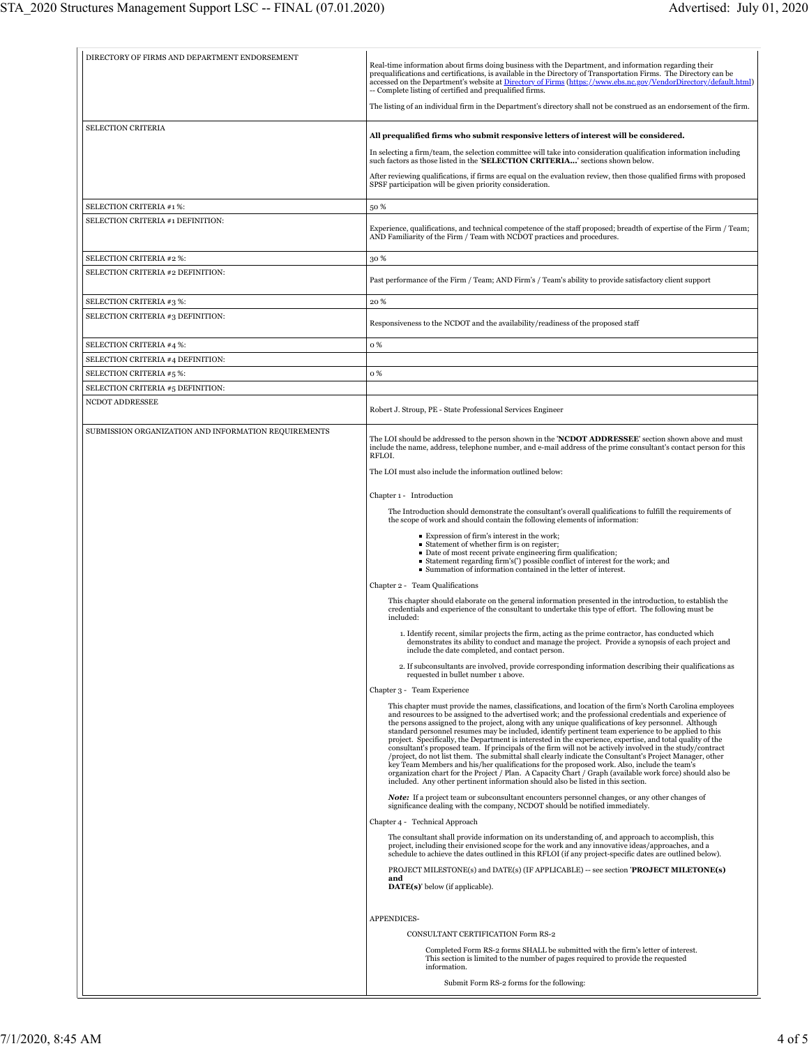| | |
|---|---|
| DIRECTORY OF FIRMS AND DEPARTMENT ENDORSEMENT | Real-time information about firms doing business with the Department, and information regarding their prequalifications and certifications, is available in the Directory of Transportation Firms. The Directory can be accessed on the Department's website at [Directory of Firms](https://www.ebs.nc.gov/VendorDirectory/default.html) (https://www.ebs.nc.gov/VendorDirectory/default.html) -- Complete listing of certified and prequalified firms.<br><br>The listing of an individual firm in the Department's directory shall not be construed as an endorsement of the firm. |
| SELECTION CRITERIA | **All prequalified firms who submit responsive letters of interest will be considered.**<br><br>In selecting a firm/team, the selection committee will take into consideration qualification information including such factors as those listed in the '**SELECTION CRITERIA...**' sections shown below.<br><br>After reviewing qualifications, if firms are equal on the evaluation review, then those qualified firms with proposed SPSF participation will be given priority consideration. |
| SELECTION CRITERIA #1 %: | 50 % |
| SELECTION CRITERIA #1 DEFINITION: | Experience, qualifications, and technical competence of the staff proposed; breadth of expertise of the Firm / Team; AND Familiarity of the Firm / Team with NCDOT practices and procedures. |
| SELECTION CRITERIA #2 %: | 30 % |
| SELECTION CRITERIA #2 DEFINITION: | Past performance of the Firm / Team; AND Firm's / Team's ability to provide satisfactory client support |
| SELECTION CRITERIA #3 %: | 20 % |
| SELECTION CRITERIA #3 DEFINITION: | Responsiveness to the NCDOT and the availability/readiness of the proposed staff |
| SELECTION CRITERIA #4 %: | 0 % |
| SELECTION CRITERIA #4 DEFINITION: | |
| SELECTION CRITERIA #5 %: | 0 % |
| SELECTION CRITERIA #5 DEFINITION: | |
| NCDOT ADDRESSEE | Robert J. Stroup, PE - State Professional Services Engineer |
| SUBMISSION ORGANIZATION AND INFORMATION REQUIREMENTS | The LOI should be addressed to the person shown in the '**NCDOT ADDRESSEE**' section shown above and must include the name, address, telephone number, and e-mail address of the prime consultant's contact person for this RFLOI.<br><br>The LOI must also include the information outlined below:<br><br>Chapter 1 - Introduction<br><br>The Introduction should demonstrate the consultant's overall qualifications to fulfill the requirements of the scope of work and should contain the following elements of information:<br>- Expression of firm's interest in the work;<br>- Statement of whether firm is on register;<br>- Date of most recent private engineering firm qualification;<br>- Statement regarding firm's(') possible conflict of interest for the work; and<br>- Summation of information contained in the letter of interest.<br><br>Chapter 2 - Team Qualifications<br><br>This chapter should elaborate on the general information presented in the introduction, to establish the credentials and experience of the consultant to undertake this type of effort. The following must be included:<br><br>1. Identify recent, similar projects the firm, acting as the prime contractor, has conducted which demonstrates its ability to conduct and manage the project. Provide a synopsis of each project and include the date completed, and contact person.<br><br>2. If subconsultants are involved, provide corresponding information describing their qualifications as requested in bullet number 1 above.<br><br>Chapter 3 - Team Experience<br><br>This chapter must provide the names, classifications, and location of the firm's North Carolina employees and resources to be assigned to the advertised work; and the professional credentials and experience of the persons assigned to the project, along with any unique qualifications of key personnel. Although standard personnel resumes may be included, identify pertinent team experience to be applied to this project. Specifically, the Department is interested in the experience, expertise, and total quality of the consultant's proposed team. If principals of the firm will not be actively involved in the study/contract /project, do not list them. The submittal shall clearly indicate the Consultant's Project Manager, other key Team Members and his/her qualifications for the proposed work. Also, include the team's organization chart for the Project / Plan. A Capacity Chart / Graph (available work force) should also be included. Any other pertinent information should also be listed in this section.<br><br>***Note:*** If a project team or subconsultant encounters personnel changes, or any other changes of significance dealing with the company, NCDOT should be notified immediately.<br><br>Chapter 4 - Technical Approach<br><br>The consultant shall provide information on its understanding of, and approach to accomplish, this project, including their envisioned scope for the work and any innovative ideas/approaches, and a schedule to achieve the dates outlined in this RFLOI (if any project-specific dates are outlined below).<br><br>PROJECT MILESTONE(s) and DATE(s) (IF APPLICABLE) -- see section '**PROJECT MILETONE(s) and DATE(s)**' below (if applicable).<br><br>APPENDICES-<br><br>CONSULTANT CERTIFICATION Form RS-2<br><br>Completed Form RS-2 forms SHALL be submitted with the firm's letter of interest. This section is limited to the number of pages required to provide the requested information.<br><br>Submit Form RS-2 forms for the following: |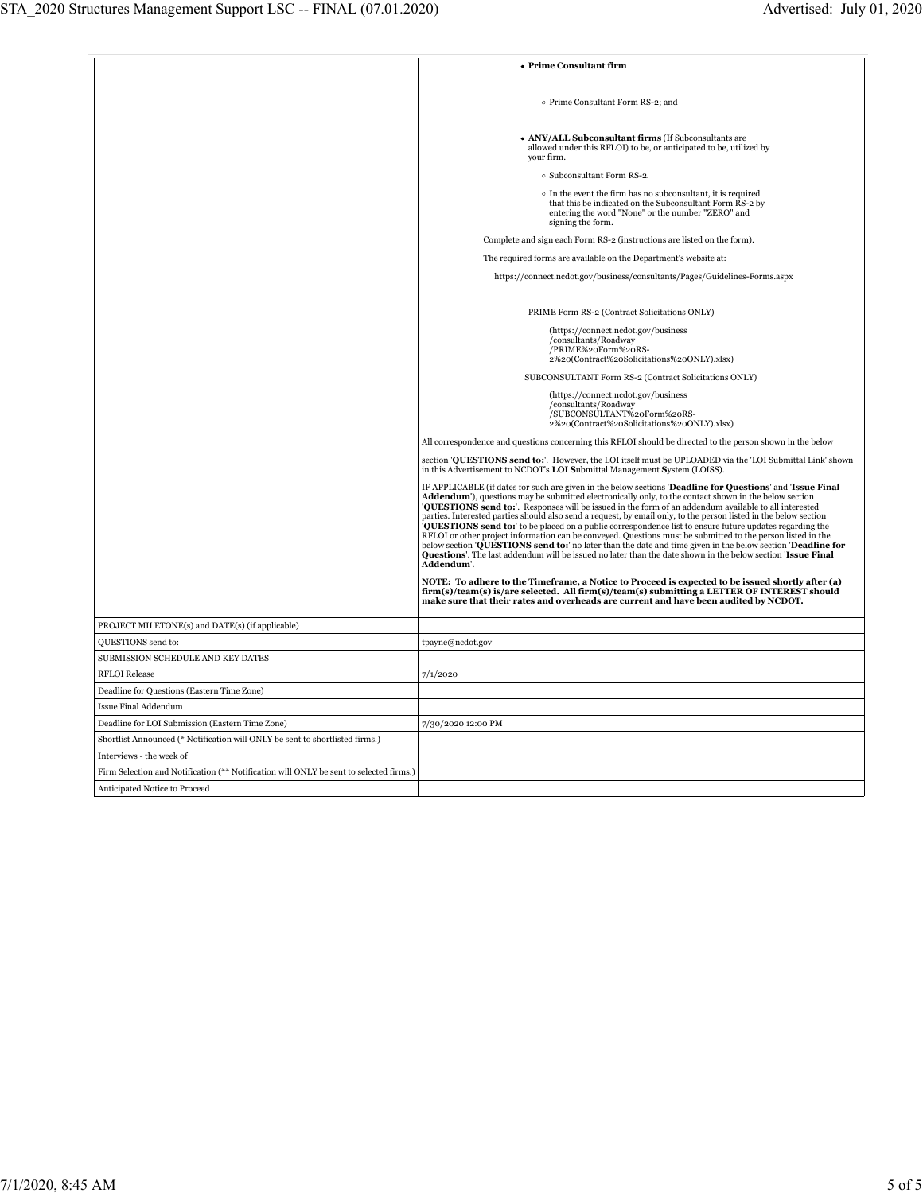| | |
|---|---|
| | - **Prime Consultant firm**<br>    - Prime Consultant Form RS-2; and<br>- **ANY/ALL Subconsultant firms** (If Subconsultants are allowed under this RFLOI) to be, or anticipated to be, utilized by your firm.<br>    - Subconsultant Form RS-2.<br>    - In the event the firm has no subconsultant, it is required that this be indicated on the Subconsultant Form RS-2 by entering the word "None" or the number "ZERO" and signing the form.<br><br>Complete and sign each Form RS-2 (instructions are listed on the form).<br><br>The required forms are available on the Department's website at:<br><br>https://connect.ncdot.gov/business/consultants/Pages/Guidelines-Forms.aspx<br><br>PRIME Form RS-2 (Contract Solicitations ONLY)<br><br>(https://connect.ncdot.gov/business/consultants/Roadway/PRIME%20Form%20RS-2%20(Contract%20Solicitations%20ONLY).xlsx)<br><br>SUBCONSULTANT Form RS-2 (Contract Solicitations ONLY)<br><br>(https://connect.ncdot.gov/business/consultants/Roadway/SUBCONSULTANT%20Form%20RS-2%20(Contract%20Solicitations%20ONLY).xlsx)<br><br>All correspondence and questions concerning this RFLOI should be directed to the person shown in the below<br><br>section '**QUESTIONS send to:**'. However, the LOI itself must be UPLOADED via the 'LOI Submittal Link' shown in this Advertisement to NCDOT's **LOI S**ubmittal Management **S**ystem (LOISS).<br><br>IF APPLICABLE (if dates for such are given in the below sections '**Deadline for Questions**' and '**Issue Final Addendum**'), questions may be submitted electronically only, to the contact shown in the below section '**QUESTIONS send to:**'. Responses will be issued in the form of an addendum available to all interested parties. Interested parties should also send a request, by email only, to the person listed in the below section '**QUESTIONS send to:**' to be placed on a public correspondence list to ensure future updates regarding the RFLOI or other project information can be conveyed. Questions must be submitted to the person listed in the below section '**QUESTIONS send to:**' no later than the date and time given in the below section '**Deadline for Questions**'. The last addendum will be issued no later than the date shown in the below section '**Issue Final Addendum**'.<br><br>**NOTE: To adhere to the Timeframe, a Notice to Proceed is expected to be issued shortly after (a) firm(s)/team(s) is/are selected. All firm(s)/team(s) submitting a LETTER OF INTEREST should make sure that their rates and overheads are current and have been audited by NCDOT.** |
| PROJECT MILETONE(s) and DATE(s) (if applicable) | |
| QUESTIONS send to: | tpayne@ncdot.gov |
| SUBMISSION SCHEDULE AND KEY DATES | |
| RFLOI Release | 7/1/2020 |
| Deadline for Questions (Eastern Time Zone) | |
| Issue Final Addendum | |
| Deadline for LOI Submission (Eastern Time Zone) | 7/30/2020 12:00 PM |
| Shortlist Announced (* Notification will ONLY be sent to shortlisted firms.) | |
| Interviews - the week of | |
| Firm Selection and Notification (** Notification will ONLY be sent to selected firms.) | |
| Anticipated Notice to Proceed | |